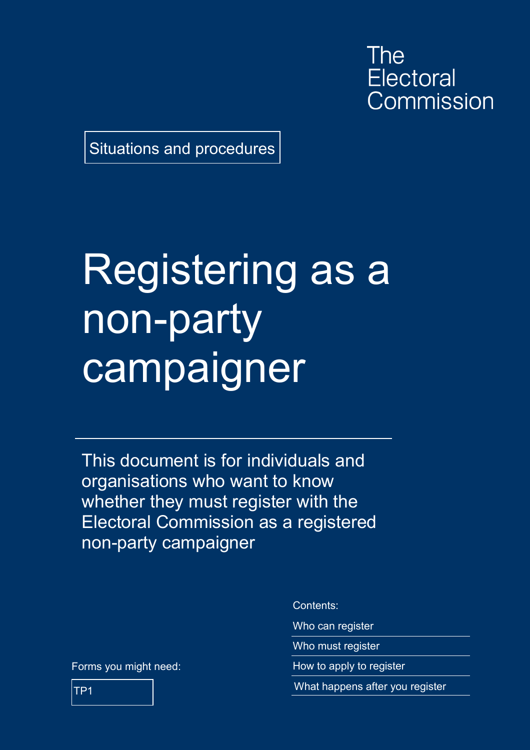The Electoral Commission

Situations and procedures

# Registering as a non-party campaigner

This document is for individuals and organisations who want to know whether they must register with the Electoral Commission as a registered non-party campaigner

Forms you might need:

- TP1

Contents:

- Who can register
- Who must register
- How to apply to register
- What happens after you register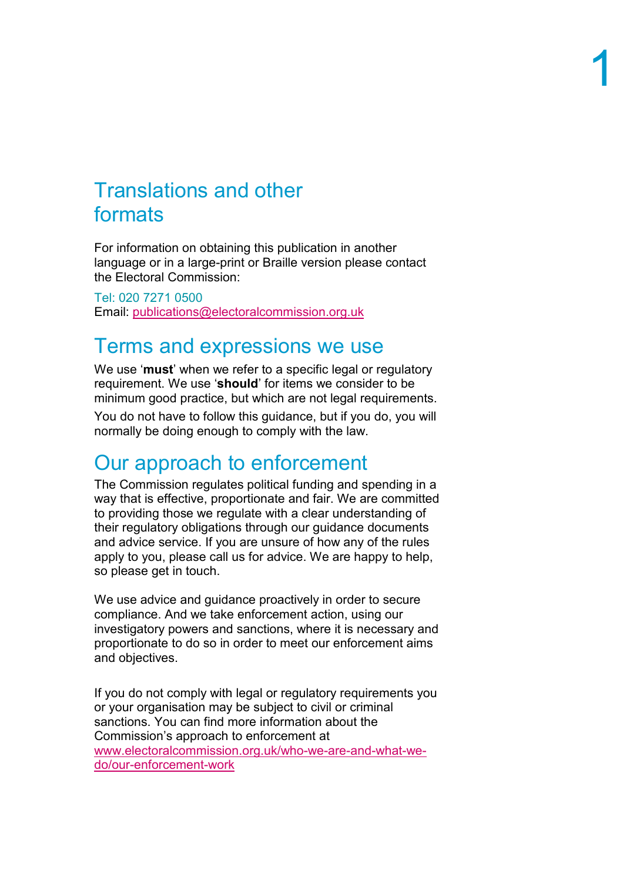## Translations and other formats

For information on obtaining this publication in another language or in a large-print or Braille version please contact the Electoral Commission:

Tel: 020 7271 0500
Email: publications@electoralcommission.org.uk

## Terms and expressions we use

We use '**must**' when we refer to a specific legal or regulatory requirement. We use '**should**' for items we consider to be minimum good practice, but which are not legal requirements.

You do not have to follow this guidance, but if you do, you will normally be doing enough to comply with the law.

## Our approach to enforcement

The Commission regulates political funding and spending in a way that is effective, proportionate and fair. We are committed to providing those we regulate with a clear understanding of their regulatory obligations through our guidance documents and advice service. If you are unsure of how any of the rules apply to you, please call us for advice. We are happy to help, so please get in touch.

We use advice and guidance proactively in order to secure compliance. And we take enforcement action, using our investigatory powers and sanctions, where it is necessary and proportionate to do so in order to meet our enforcement aims and objectives.

If you do not comply with legal or regulatory requirements you or your organisation may be subject to civil or criminal sanctions. You can find more information about the Commission's approach to enforcement at www.electoralcommission.org.uk/who-we-are-and-what-we-do/our-enforcement-work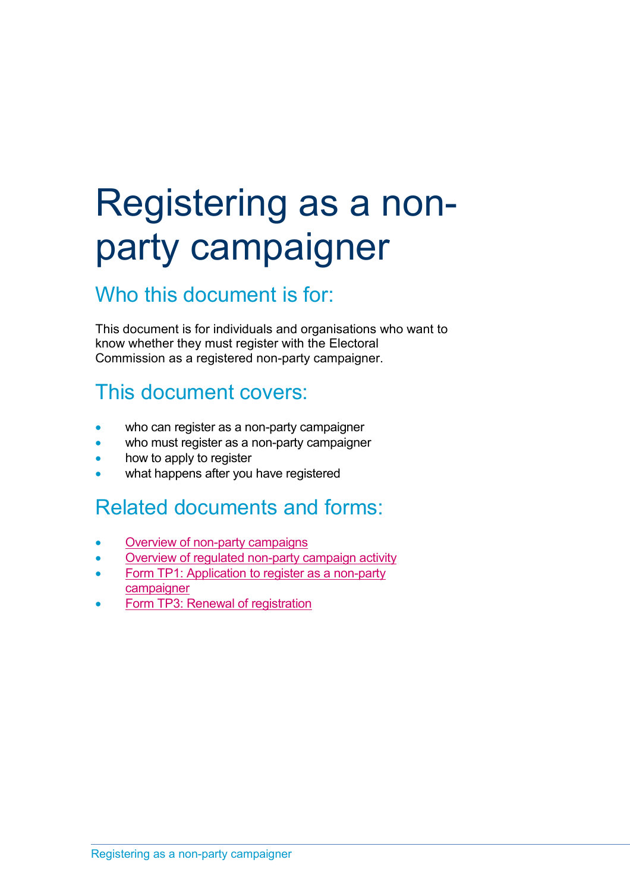# Registering as a non-party campaigner

## Who this document is for:

This document is for individuals and organisations who want to know whether they must register with the Electoral Commission as a registered non-party campaigner.

## This document covers:

- who can register as a non-party campaigner
- who must register as a non-party campaigner
- how to apply to register
- what happens after you have registered

## Related documents and forms:

- Overview of non-party campaigns
- Overview of regulated non-party campaign activity
- Form TP1: Application to register as a non-party campaigner
- Form TP3: Renewal of registration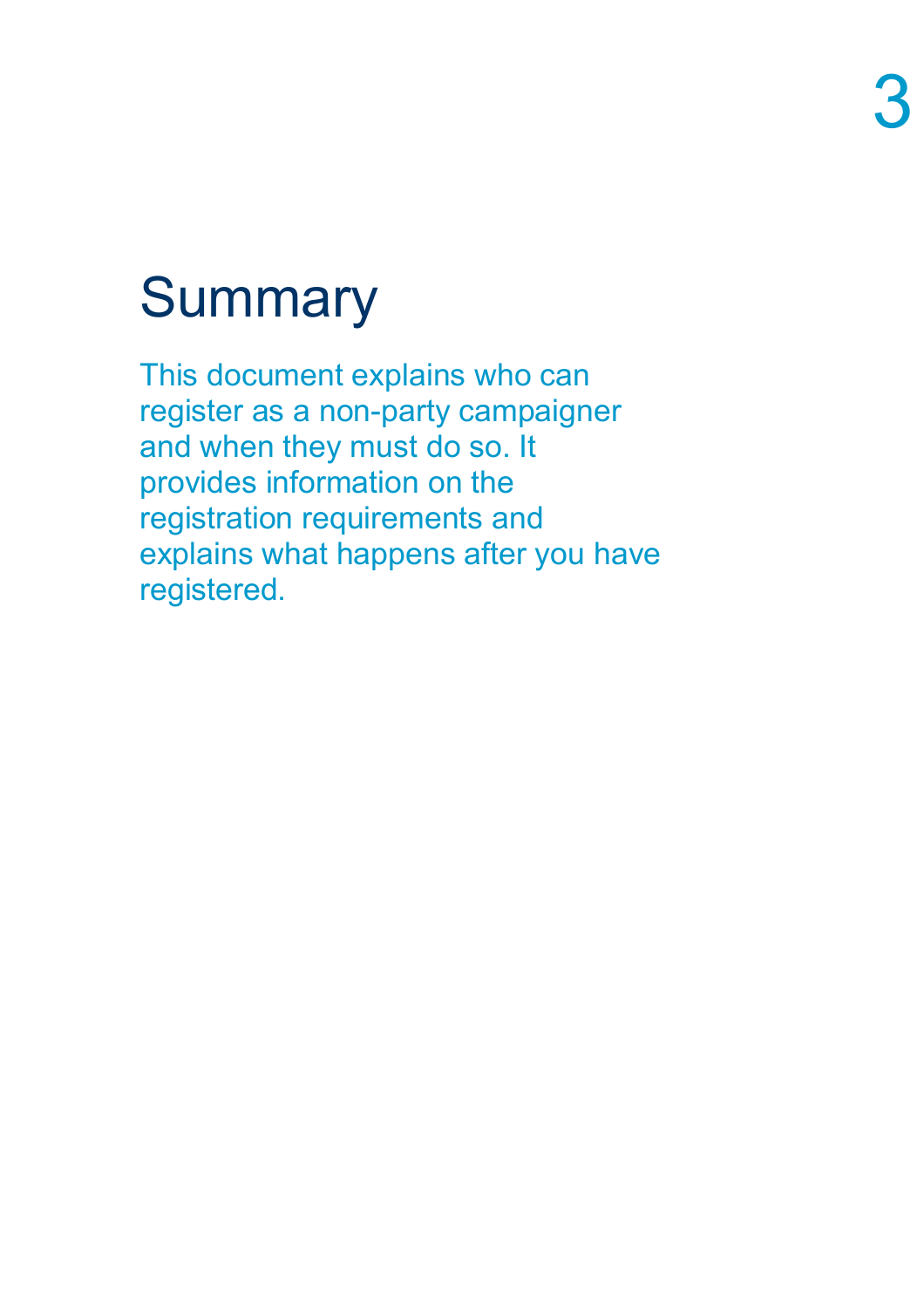# Summary

This document explains who can register as a non-party campaigner and when they must do so. It provides information on the registration requirements and explains what happens after you have registered.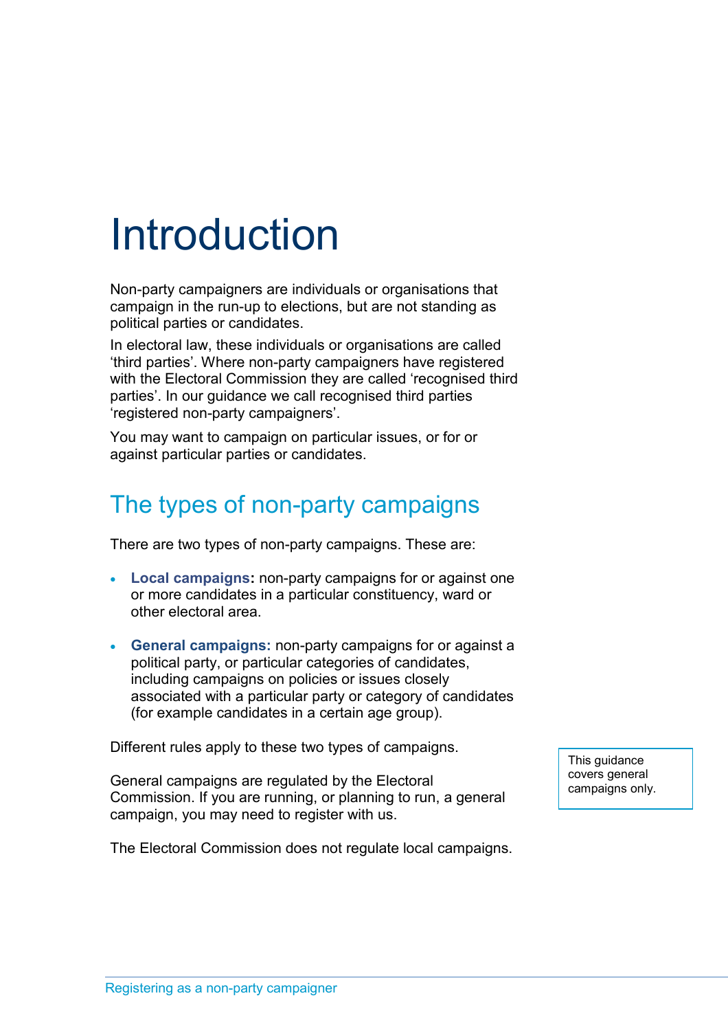# Introduction

Non-party campaigners are individuals or organisations that campaign in the run-up to elections, but are not standing as political parties or candidates.

In electoral law, these individuals or organisations are called 'third parties'. Where non-party campaigners have registered with the Electoral Commission they are called 'recognised third parties'. In our guidance we call recognised third parties 'registered non-party campaigners'.

You may want to campaign on particular issues, or for or against particular parties or candidates.

## The types of non-party campaigns

There are two types of non-party campaigns. These are:

- **Local campaigns:** non-party campaigns for or against one or more candidates in a particular constituency, ward or other electoral area.
- **General campaigns:** non-party campaigns for or against a political party, or particular categories of candidates, including campaigns on policies or issues closely associated with a particular party or category of candidates (for example candidates in a certain age group).

Different rules apply to these two types of campaigns.

General campaigns are regulated by the Electoral Commission. If you are running, or planning to run, a general campaign, you may need to register with us.

> This guidance covers general campaigns only.

The Electoral Commission does not regulate local campaigns.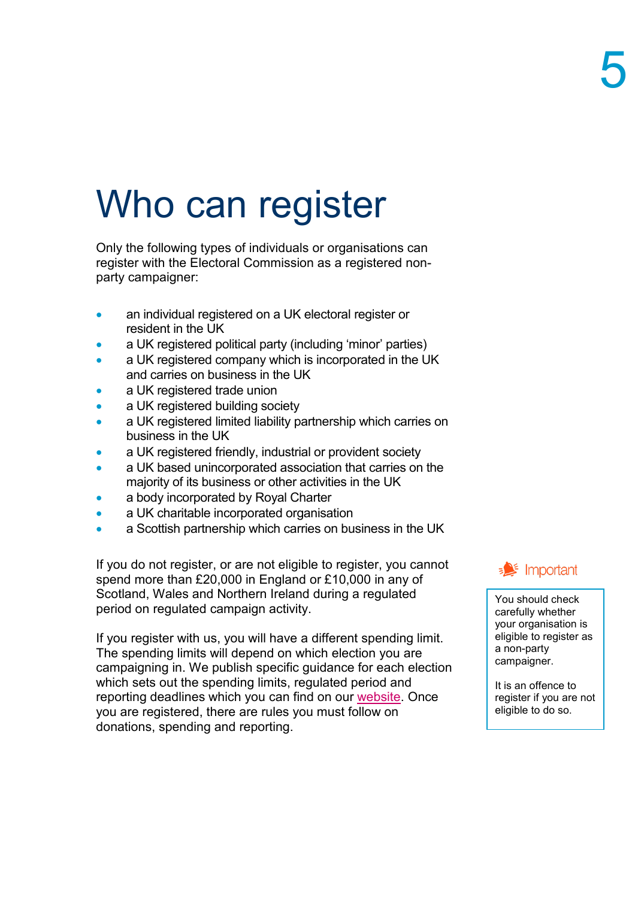# Who can register

Only the following types of individuals or organisations can register with the Electoral Commission as a registered non-party campaigner:

- an individual registered on a UK electoral register or resident in the UK
- a UK registered political party (including 'minor' parties)
- a UK registered company which is incorporated in the UK and carries on business in the UK
- a UK registered trade union
- a UK registered building society
- a UK registered limited liability partnership which carries on business in the UK
- a UK registered friendly, industrial or provident society
- a UK based unincorporated association that carries on the majority of its business or other activities in the UK
- a body incorporated by Royal Charter
- a UK charitable incorporated organisation
- a Scottish partnership which carries on business in the UK

If you do not register, or are not eligible to register, you cannot spend more than £20,000 in England or £10,000 in any of Scotland, Wales and Northern Ireland during a regulated period on regulated campaign activity.

If you register with us, you will have a different spending limit. The spending limits will depend on which election you are campaigning in. We publish specific guidance for each election which sets out the spending limits, regulated period and reporting deadlines which you can find on our website. Once you are registered, there are rules you must follow on donations, spending and reporting.

> **Important**
>
> You should check carefully whether your organisation is eligible to register as a non-party campaigner.
>
> It is an offence to register if you are not eligible to do so.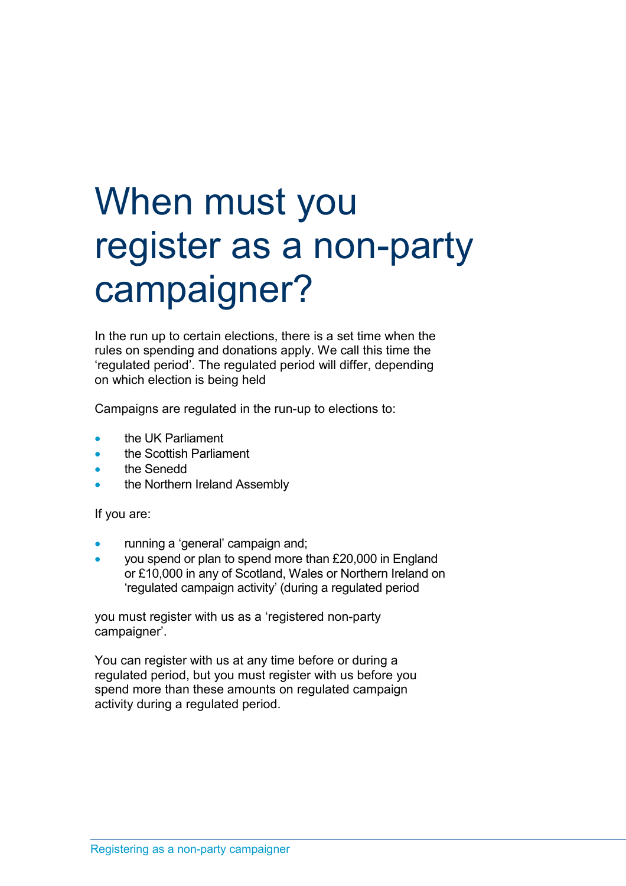# When must you register as a non-party campaigner?

In the run up to certain elections, there is a set time when the rules on spending and donations apply. We call this time the 'regulated period'. The regulated period will differ, depending on which election is being held

Campaigns are regulated in the run-up to elections to:

- the UK Parliament
- the Scottish Parliament
- the Senedd
- the Northern Ireland Assembly

If you are:

- running a 'general' campaign and;
- you spend or plan to spend more than £20,000 in England or £10,000 in any of Scotland, Wales or Northern Ireland on 'regulated campaign activity' (during a regulated period

you must register with us as a 'registered non-party campaigner'.

You can register with us at any time before or during a regulated period, but you must register with us before you spend more than these amounts on regulated campaign activity during a regulated period.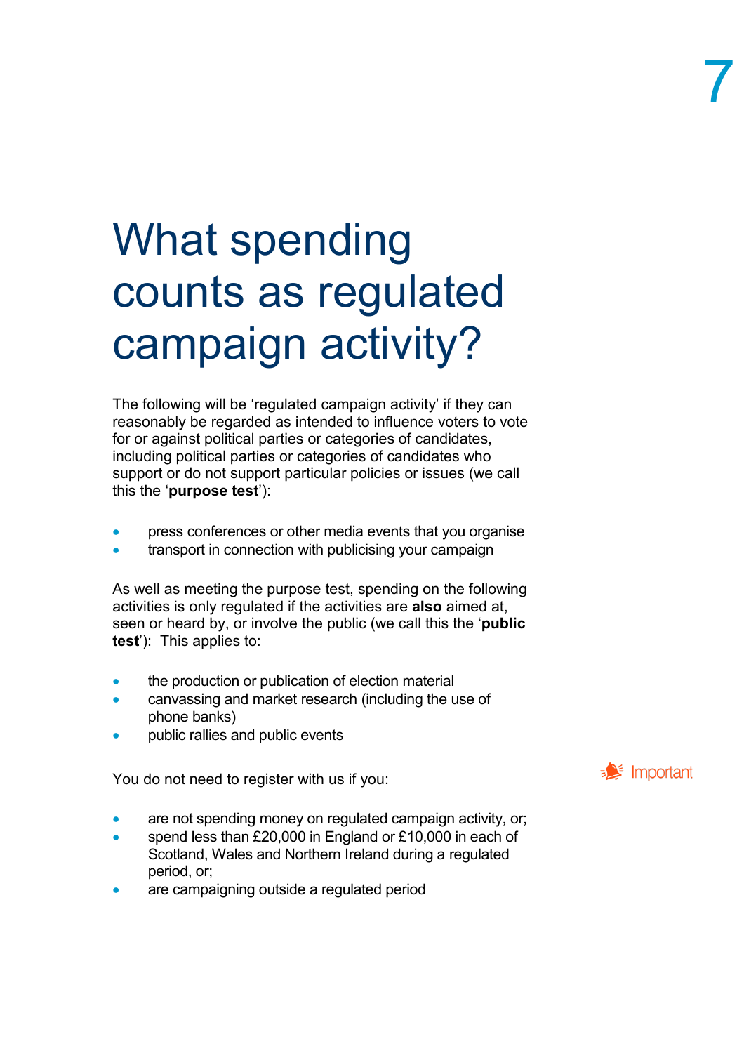7

# What spending counts as regulated campaign activity?

The following will be 'regulated campaign activity' if they can reasonably be regarded as intended to influence voters to vote for or against political parties or categories of candidates, including political parties or categories of candidates who support or do not support particular policies or issues (we call this the '**purpose test**'):

- press conferences or other media events that you organise
- transport in connection with publicising your campaign

As well as meeting the purpose test, spending on the following activities is only regulated if the activities are **also** aimed at, seen or heard by, or involve the public (we call this the '**public test**'): This applies to:

- the production or publication of election material
- canvassing and market research (including the use of phone banks)
- public rallies and public events

Important

You do not need to register with us if you:

- are not spending money on regulated campaign activity, or;
- spend less than £20,000 in England or £10,000 in each of Scotland, Wales and Northern Ireland during a regulated period, or;
- are campaigning outside a regulated period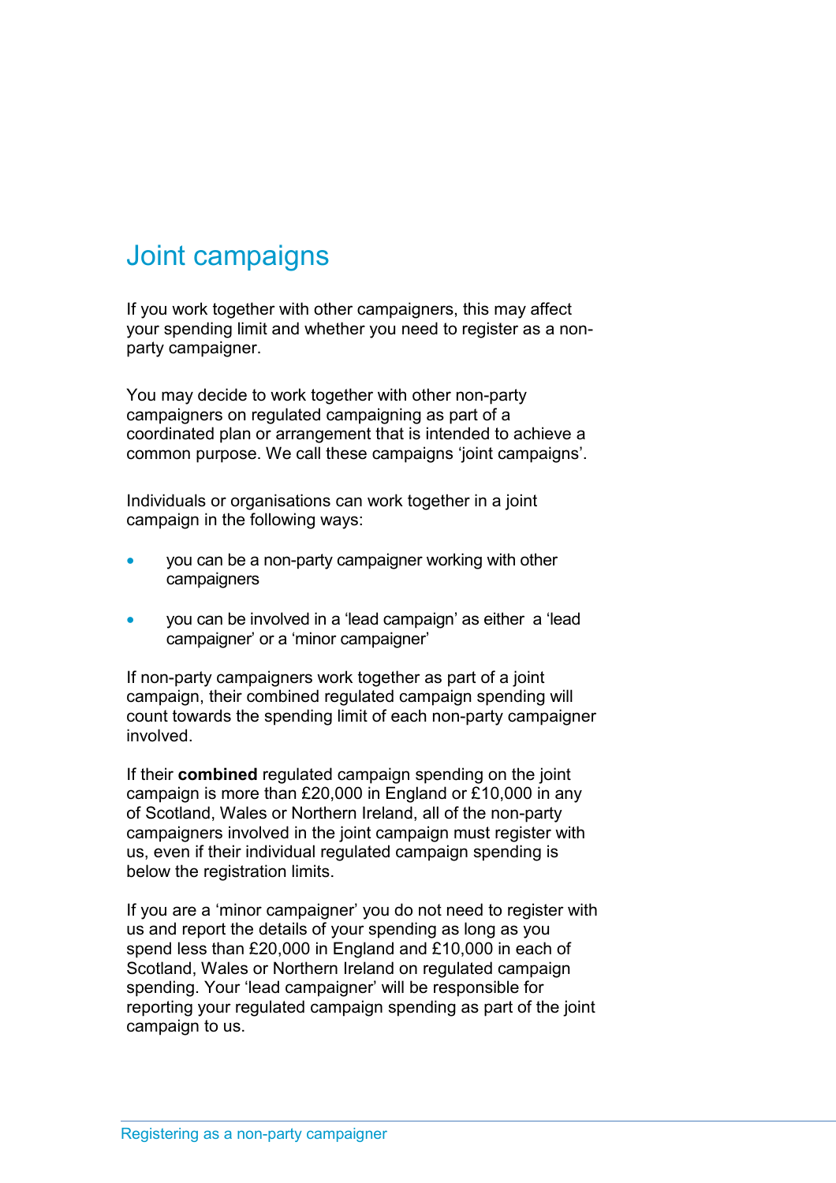# Joint campaigns

If you work together with other campaigners, this may affect your spending limit and whether you need to register as a non-party campaigner.

You may decide to work together with other non-party campaigners on regulated campaigning as part of a coordinated plan or arrangement that is intended to achieve a common purpose. We call these campaigns 'joint campaigns'.

Individuals or organisations can work together in a joint campaign in the following ways:

- you can be a non-party campaigner working with other campaigners
- you can be involved in a 'lead campaign' as either a 'lead campaigner' or a 'minor campaigner'

If non-party campaigners work together as part of a joint campaign, their combined regulated campaign spending will count towards the spending limit of each non-party campaigner involved.

If their **combined** regulated campaign spending on the joint campaign is more than £20,000 in England or £10,000 in any of Scotland, Wales or Northern Ireland, all of the non-party campaigners involved in the joint campaign must register with us, even if their individual regulated campaign spending is below the registration limits.

If you are a 'minor campaigner' you do not need to register with us and report the details of your spending as long as you spend less than £20,000 in England and £10,000 in each of Scotland, Wales or Northern Ireland on regulated campaign spending. Your 'lead campaigner' will be responsible for reporting your regulated campaign spending as part of the joint campaign to us.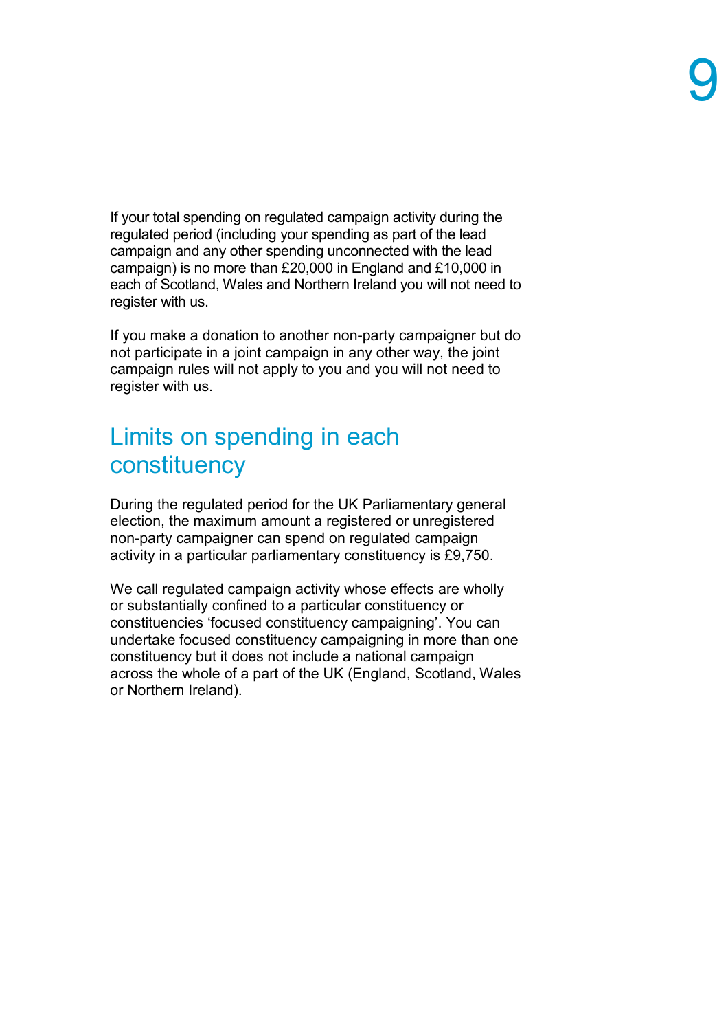If your total spending on regulated campaign activity during the regulated period (including your spending as part of the lead campaign and any other spending unconnected with the lead campaign) is no more than £20,000 in England and £10,000 in each of Scotland, Wales and Northern Ireland you will not need to register with us.

If you make a donation to another non-party campaigner but do not participate in a joint campaign in any other way, the joint campaign rules will not apply to you and you will not need to register with us.

## Limits on spending in each constituency

During the regulated period for the UK Parliamentary general election, the maximum amount a registered or unregistered non-party campaigner can spend on regulated campaign activity in a particular parliamentary constituency is £9,750.

We call regulated campaign activity whose effects are wholly or substantially confined to a particular constituency or constituencies ‘focused constituency campaigning’. You can undertake focused constituency campaigning in more than one constituency but it does not include a national campaign across the whole of a part of the UK (England, Scotland, Wales or Northern Ireland).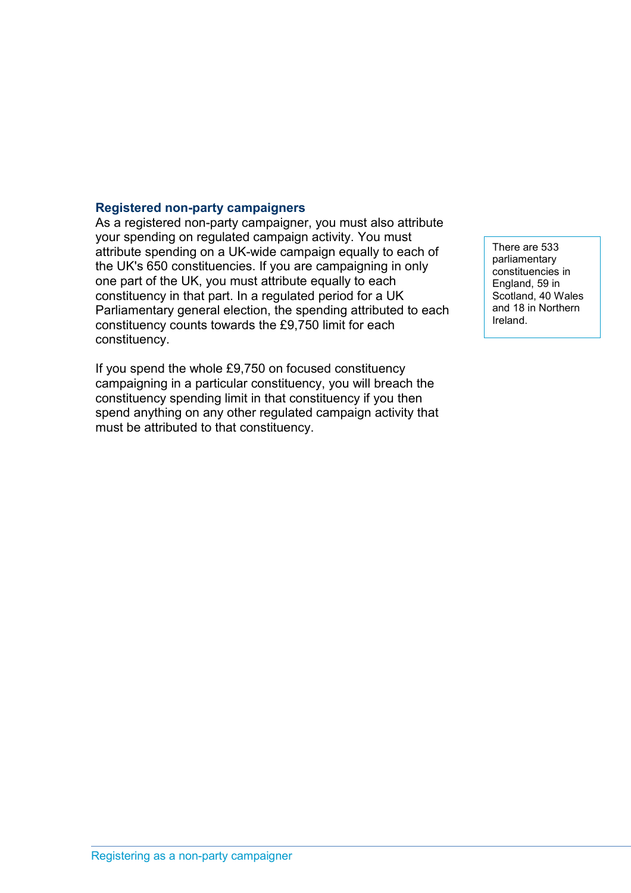### Registered non-party campaigners

As a registered non-party campaigner, you must also attribute your spending on regulated campaign activity. You must attribute spending on a UK-wide campaign equally to each of the UK's 650 constituencies. If you are campaigning in only one part of the UK, you must attribute equally to each constituency in that part. In a regulated period for a UK Parliamentary general election, the spending attributed to each constituency counts towards the £9,750 limit for each constituency.

There are 533 parliamentary constituencies in England, 59 in Scotland, 40 Wales and 18 in Northern Ireland.

If you spend the whole £9,750 on focused constituency campaigning in a particular constituency, you will breach the constituency spending limit in that constituency if you then spend anything on any other regulated campaign activity that must be attributed to that constituency.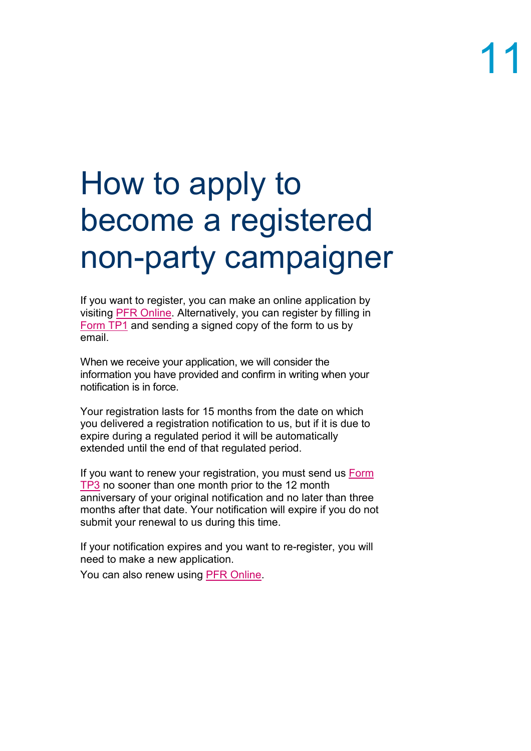# How to apply to become a registered non-party campaigner

If you want to register, you can make an online application by visiting PFR Online. Alternatively, you can register by filling in Form TP1 and sending a signed copy of the form to us by email.

When we receive your application, we will consider the information you have provided and confirm in writing when your notification is in force.

Your registration lasts for 15 months from the date on which you delivered a registration notification to us, but if it is due to expire during a regulated period it will be automatically extended until the end of that regulated period.

If you want to renew your registration, you must send us Form TP3 no sooner than one month prior to the 12 month anniversary of your original notification and no later than three months after that date. Your notification will expire if you do not submit your renewal to us during this time.

If your notification expires and you want to re-register, you will need to make a new application.

You can also renew using PFR Online.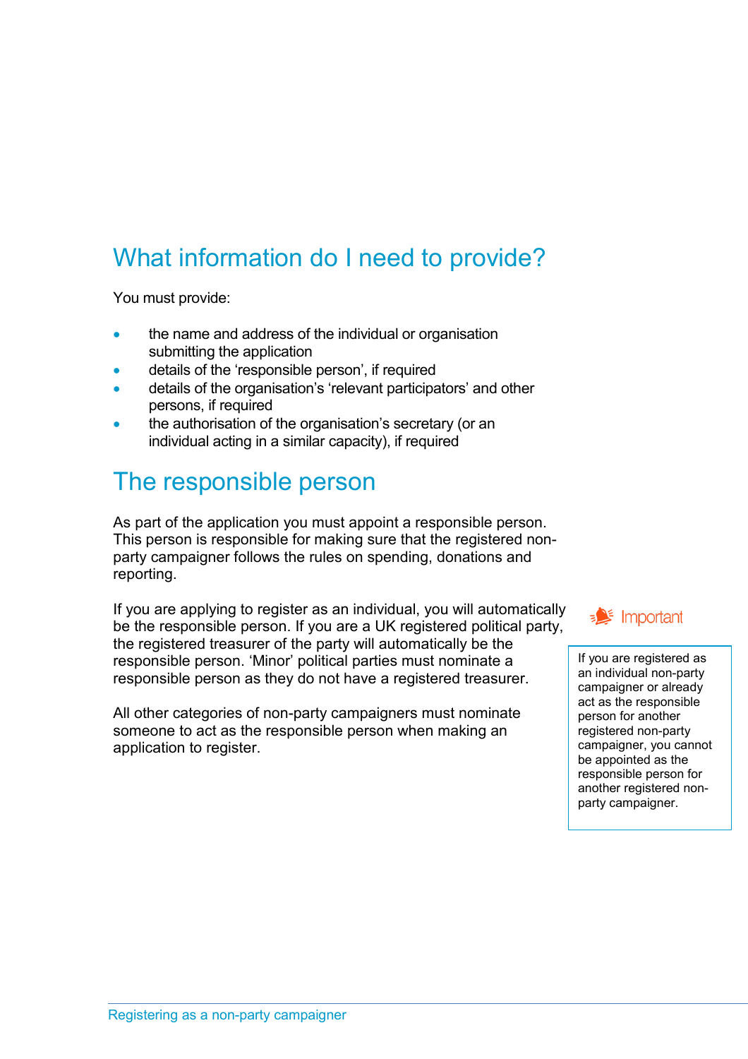## What information do I need to provide?

You must provide:

- the name and address of the individual or organisation submitting the application
- details of the 'responsible person', if required
- details of the organisation's 'relevant participators' and other persons, if required
- the authorisation of the organisation's secretary (or an individual acting in a similar capacity), if required

## The responsible person

As part of the application you must appoint a responsible person. This person is responsible for making sure that the registered non-party campaigner follows the rules on spending, donations and reporting.

If you are applying to register as an individual, you will automatically be the responsible person. If you are a UK registered political party, the registered treasurer of the party will automatically be the responsible person. 'Minor' political parties must nominate a responsible person as they do not have a registered treasurer.

All other categories of non-party campaigners must nominate someone to act as the responsible person when making an application to register.

> **Important**
>
> If you are registered as an individual non-party campaigner or already act as the responsible person for another registered non-party campaigner, you cannot be appointed as the responsible person for another registered non-party campaigner.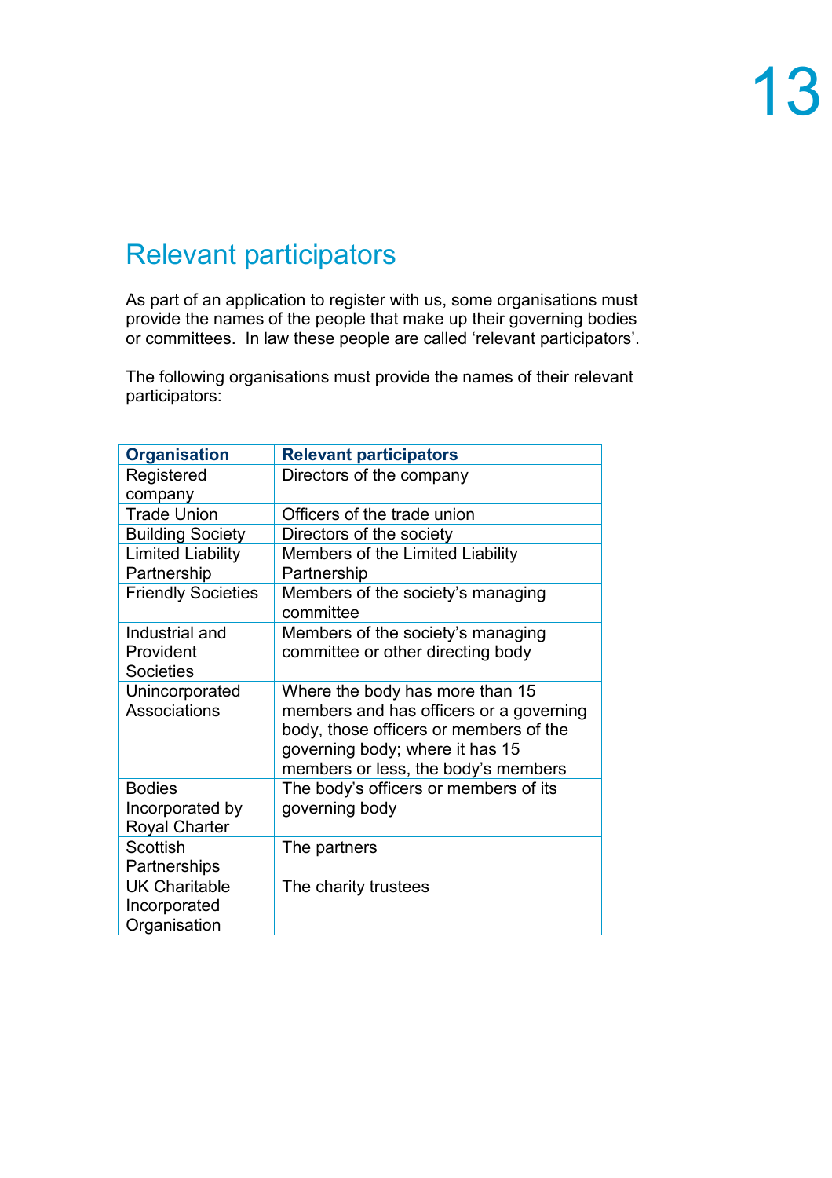## Relevant participators

As part of an application to register with us, some organisations must provide the names of the people that make up their governing bodies or committees. In law these people are called 'relevant participators'.

The following organisations must provide the names of their relevant participators:

| Organisation | Relevant participators |
|---|---|
| Registered company | Directors of the company |
| Trade Union | Officers of the trade union |
| Building Society | Directors of the society |
| Limited Liability Partnership | Members of the Limited Liability Partnership |
| Friendly Societies | Members of the society's managing committee |
| Industrial and Provident Societies | Members of the society's managing committee or other directing body |
| Unincorporated Associations | Where the body has more than 15 members and has officers or a governing body, those officers or members of the governing body; where it has 15 members or less, the body's members |
| Bodies Incorporated by Royal Charter | The body's officers or members of its governing body |
| Scottish Partnerships | The partners |
| UK Charitable Incorporated Organisation | The charity trustees |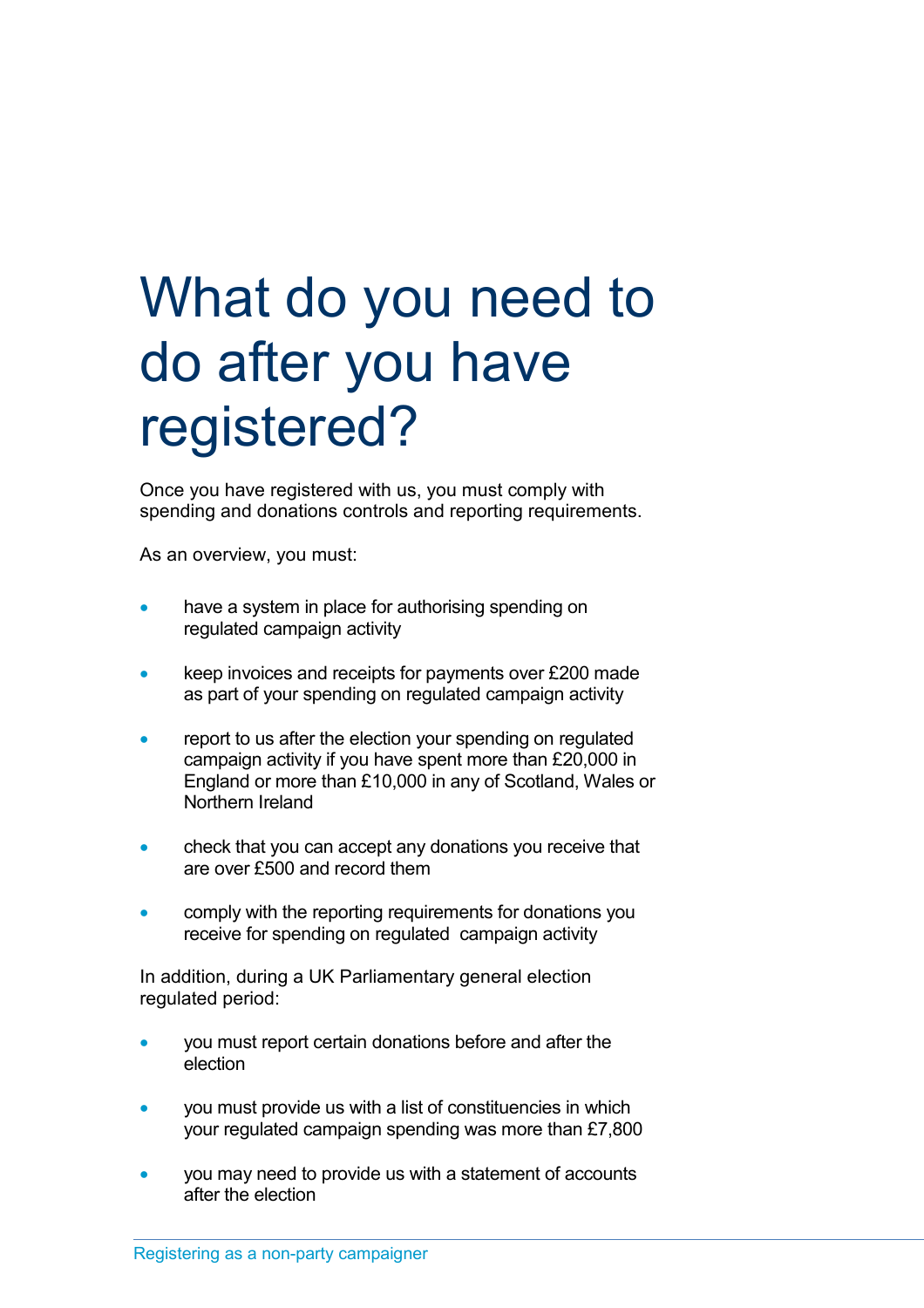# What do you need to do after you have registered?

Once you have registered with us, you must comply with spending and donations controls and reporting requirements.

As an overview, you must:

- have a system in place for authorising spending on regulated campaign activity
- keep invoices and receipts for payments over £200 made as part of your spending on regulated campaign activity
- report to us after the election your spending on regulated campaign activity if you have spent more than £20,000 in England or more than £10,000 in any of Scotland, Wales or Northern Ireland
- check that you can accept any donations you receive that are over £500 and record them
- comply with the reporting requirements for donations you receive for spending on regulated campaign activity

In addition, during a UK Parliamentary general election regulated period:

- you must report certain donations before and after the election
- you must provide us with a list of constituencies in which your regulated campaign spending was more than £7,800
- you may need to provide us with a statement of accounts after the election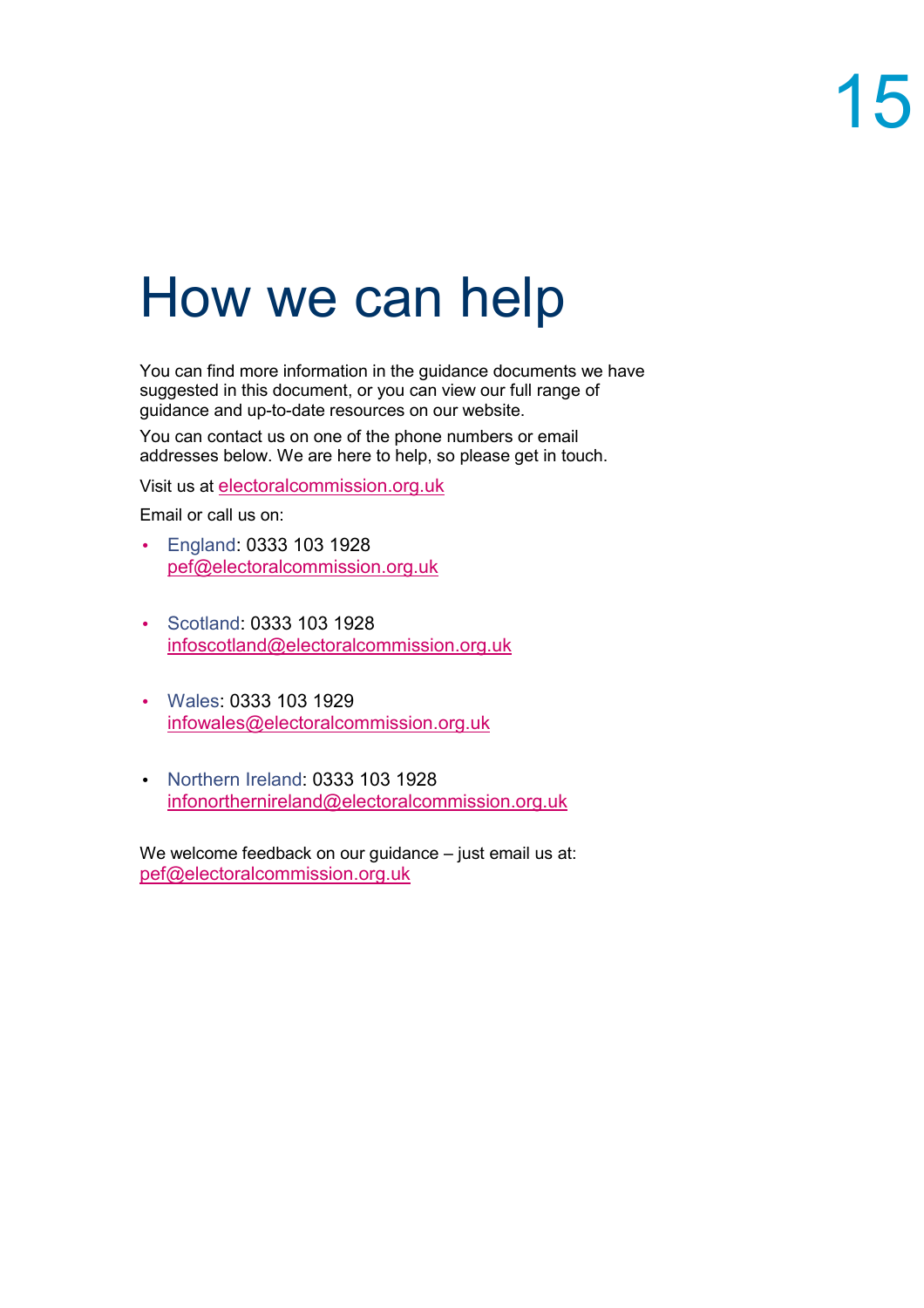# How we can help

You can find more information in the guidance documents we have suggested in this document, or you can view our full range of guidance and up-to-date resources on our website.

You can contact us on one of the phone numbers or email addresses below. We are here to help, so please get in touch.

Visit us at electoralcommission.org.uk

Email or call us on:

- England: 0333 103 1928
  pef@electoralcommission.org.uk
- Scotland: 0333 103 1928
  infoscotland@electoralcommission.org.uk
- Wales: 0333 103 1929
  infowales@electoralcommission.org.uk
- Northern Ireland: 0333 103 1928
  infonorthernireland@electoralcommission.org.uk

We welcome feedback on our guidance – just email us at:
pef@electoralcommission.org.uk